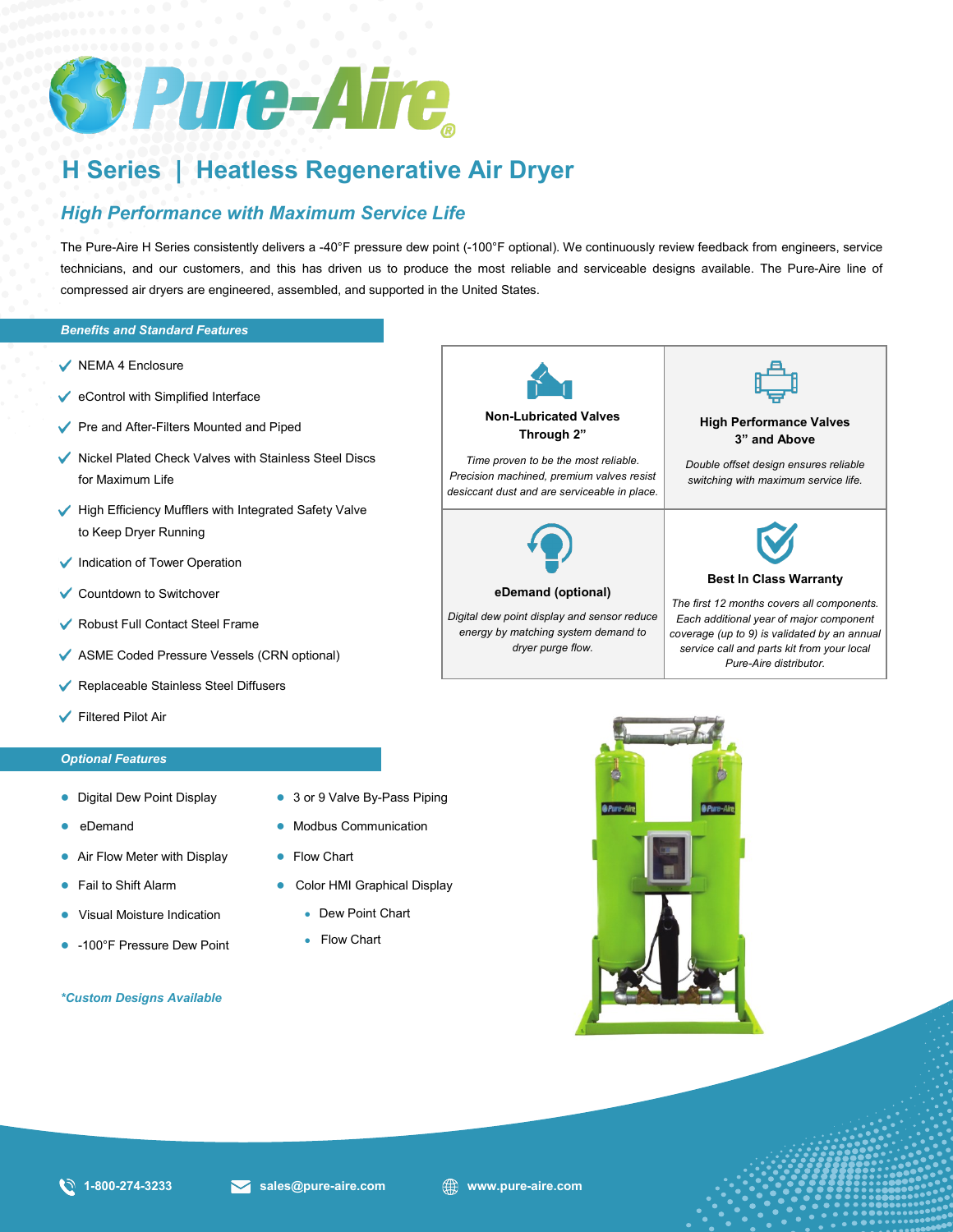# Pure-Aire®

## H Series | Heatless Regenerative Air Dryer

### *High Performance with Maximum Service Life*

The Pure-Aire H Series consistently delivers a -40°F pressure dew point (-100°F optional). We continuously review feedback from engineers, service technicians, and our customers, and this has driven us to produce the most reliable and serviceable designs available. The Pure-Aire line of compressed air dryers are engineered, assembled, and supported in the United States.

### *Benefits and Standard Features*

- ✔ NEMA 4 Enclosure
- ✔ eControl with Simplified Interface
- ✔ Pre and After-Filters Mounted and Piped
- ✔ Nickel Plated Check Valves with Stainless Steel Discs for Maximum Life
- ✔ High Efficiency Mufflers with Integrated Safety Valve to Keep Dryer Running
- ✔ Indication of Tower Operation
- ✔ Countdown to Switchover
- ✔ Robust Full Contact Steel Frame
- ✔ ASME Coded Pressure Vessels (CRN optional)
- ✔ Replaceable Stainless Steel Diffusers
- ✔ Filtered Pilot Air

**Non-Lubricated Valves Through 2”**

*Time proven to be the most reliable. Precision machined, premium valves resist desiccant dust and are serviceable in place.*

**High Performance Valves 3” and Above**

*Double offset design ensures reliable switching with maximum service life.*

**eDemand (optional)**

*Digital dew point display and sensor reduce energy by matching system demand to dryer purge flow.*

**Best In Class Warranty**

*The first 12 months covers all components. Each additional year of major component coverage (up to 9) is validated by an annual service call and parts kit from your local Pure-Aire distributor.*

### *Optional Features*

- Digital Dew Point Display
- eDemand
- Air Flow Meter with Display
- Fail to Shift Alarm
- Visual Moisture Indication
- -100°F Pressure Dew Point
- 3 or 9 Valve By-Pass Piping
- Modbus Communication
- Flow Chart
- Color HMI Graphical Display
  - Dew Point Chart
  - Flow Chart

*\*Custom Designs Available*

1-800-274-3233 | sales@pure-aire.com | www.pure-aire.com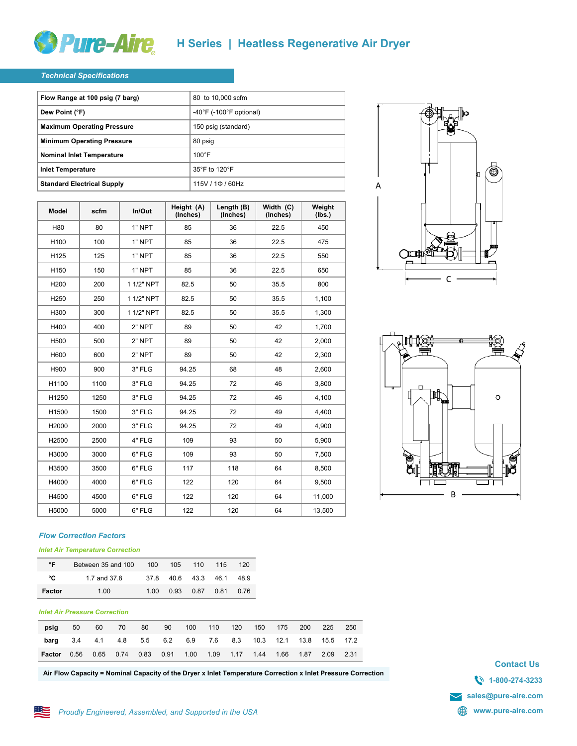# H Series | Heatless Regenerative Air Dryer

## Technical Specifications

| | |
|---|---|
| **Flow Range at 100 psig (7 barg)** | 80 to 10,000 scfm |
| **Dew Point (°F)** | -40°F (-100°F optional) |
| **Maximum Operating Pressure** | 150 psig (standard) |
| **Minimum Operating Pressure** | 80 psig |
| **Nominal Inlet Temperature** | 100°F |
| **Inlet Temperature** | 35°F to 120°F |
| **Standard Electrical Supply** | 115V / 1Φ / 60Hz |

| Model | scfm | In/Out | Height (A) (Inches) | Length (B) (Inches) | Width (C) (Inches) | Weight (lbs.) |
|---|---|---|---|---|---|---|
| H80 | 80 | 1" NPT | 85 | 36 | 22.5 | 450 |
| H100 | 100 | 1" NPT | 85 | 36 | 22.5 | 475 |
| H125 | 125 | 1" NPT | 85 | 36 | 22.5 | 550 |
| H150 | 150 | 1" NPT | 85 | 36 | 22.5 | 650 |
| H200 | 200 | 1 1/2" NPT | 82.5 | 50 | 35.5 | 800 |
| H250 | 250 | 1 1/2" NPT | 82.5 | 50 | 35.5 | 1,100 |
| H300 | 300 | 1 1/2" NPT | 82.5 | 50 | 35.5 | 1,300 |
| H400 | 400 | 2" NPT | 89 | 50 | 42 | 1,700 |
| H500 | 500 | 2" NPT | 89 | 50 | 42 | 2,000 |
| H600 | 600 | 2" NPT | 89 | 50 | 42 | 2,300 |
| H900 | 900 | 3" FLG | 94.25 | 68 | 48 | 2,600 |
| H1100 | 1100 | 3" FLG | 94.25 | 72 | 46 | 3,800 |
| H1250 | 1250 | 3" FLG | 94.25 | 72 | 46 | 4,100 |
| H1500 | 1500 | 3" FLG | 94.25 | 72 | 49 | 4,400 |
| H2000 | 2000 | 3" FLG | 94.25 | 72 | 49 | 4,900 |
| H2500 | 2500 | 4" FLG | 109 | 93 | 50 | 5,900 |
| H3000 | 3000 | 6" FLG | 109 | 93 | 50 | 7,500 |
| H3500 | 3500 | 6" FLG | 117 | 118 | 64 | 8,500 |
| H4000 | 4000 | 6" FLG | 122 | 120 | 64 | 9,500 |
| H4500 | 4500 | 6" FLG | 122 | 120 | 64 | 11,000 |
| H5000 | 5000 | 6" FLG | 122 | 120 | 64 | 13,500 |

A

C

B

## Flow Correction Factors

### Inlet Air Temperature Correction

| °F | Between 35 and 100 | 100 | 105 | 110 | 115 | 120 |
|---|---|---|---|---|---|---|
| °C | 1.7 and 37.8 | 37.8 | 40.6 | 43.3 | 46.1 | 48.9 |
| **Factor** | 1.00 | 1.00 | 0.93 | 0.87 | 0.81 | 0.76 |

### Inlet Air Pressure Correction

| psig | 50 | 60 | 70 | 80 | 90 | 100 | 110 | 120 | 150 | 175 | 200 | 225 | 250 |
|---|---|---|---|---|---|---|---|---|---|---|---|---|---|
| barg | 3.4 | 4.1 | 4.8 | 5.5 | 6.2 | 6.9 | 7.6 | 8.3 | 10.3 | 12.1 | 13.8 | 15.5 | 17.2 |
| **Factor** | 0.56 | 0.65 | 0.74 | 0.83 | 0.91 | 1.00 | 1.09 | 1.17 | 1.44 | 1.66 | 1.87 | 2.09 | 2.31 |

**Air Flow Capacity = Nominal Capacity of the Dryer x Inlet Temperature Correction x Inlet Pressure Correction**

*Proudly Engineered, Assembled, and Supported in the USA*

**Contact Us**

1-800-274-3233

sales@pure-aire.com

www.pure-aire.com